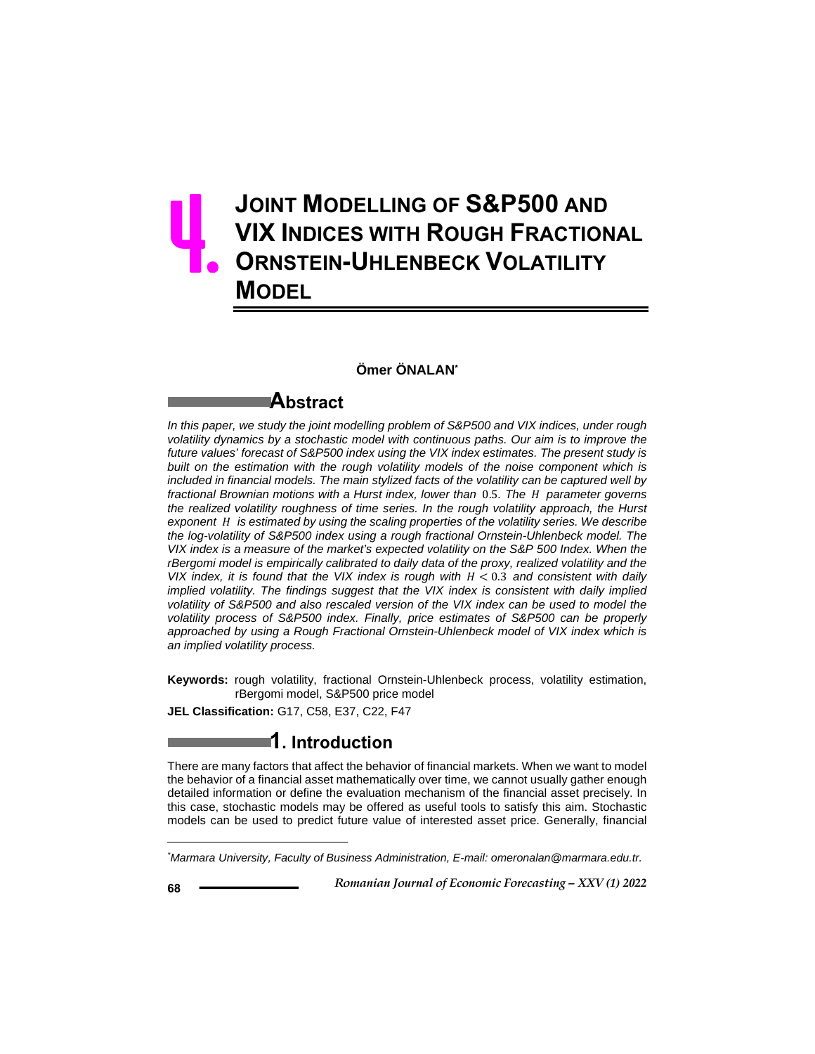# 4. JOINT MODELLING OF S&P500 AND VIX INDICES WITH ROUGH FRACTIONAL ORNSTEIN-UHLENBECK VOLATILITY MODEL

**Ömer ÖNALAN**[*]

## Abstract

*In this paper, we study the joint modelling problem of S&P500 and VIX indices, under rough volatility dynamics by a stochastic model with continuous paths. Our aim is to improve the future values' forecast of S&P500 index using the VIX index estimates. The present study is built on the estimation with the rough volatility models of the noise component which is included in financial models. The main stylized facts of the volatility can be captured well by fractional Brownian motions with a Hurst index, lower than* $0.5$*. The* $H$ *parameter governs the realized volatility roughness of time series. In the rough volatility approach, the Hurst exponent* $H$ *is estimated by using the scaling properties of the volatility series. We describe the log-volatility of S&P500 index using a rough fractional Ornstein-Uhlenbeck model. The VIX index is a measure of the market's expected volatility on the S&P 500 Index. When the rBergomi model is empirically calibrated to daily data of the proxy, realized volatility and the VIX index, it is found that the VIX index is rough with* $H < 0.3$ *and consistent with daily implied volatility. The findings suggest that the VIX index is consistent with daily implied volatility of S&P500 and also rescaled version of the VIX index can be used to model the volatility process of S&P500 index. Finally, price estimates of S&P500 can be properly approached by using a Rough Fractional Ornstein-Uhlenbeck model of VIX index which is an implied volatility process.*

**Keywords:** rough volatility, fractional Ornstein-Uhlenbeck process, volatility estimation, rBergomi model, S&P500 price model

**JEL Classification:** G17, C58, E37, C22, F47

## 1. Introduction

There are many factors that affect the behavior of financial markets. When we want to model the behavior of a financial asset mathematically over time, we cannot usually gather enough detailed information or define the evaluation mechanism of the financial asset precisely. In this case, stochastic models may be offered as useful tools to satisfy this aim. Stochastic models can be used to predict future value of interested asset price. Generally, financial

---

[*] *Marmara University, Faculty of Business Administration, E-mail: omeronalan@marmara.edu.tr.*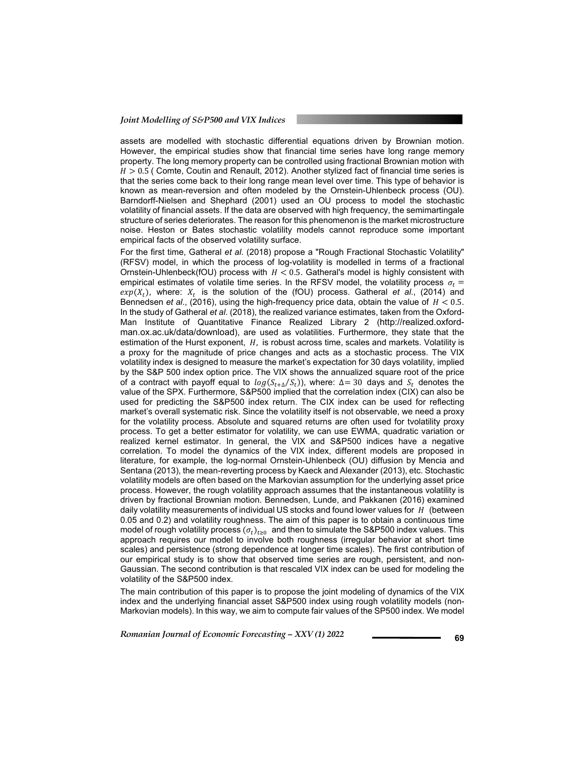assets are modelled with stochastic differential equations driven by Brownian motion. However, the empirical studies show that financial time series have long range memory property. The long memory property can be controlled using fractional Brownian motion with $H > 0.5$ ( Comte, Coutin and Renault, 2012). Another stylized fact of financial time series is that the series come back to their long range mean level over time. This type of behavior is known as mean-reversion and often modeled by the Ornstein-Uhlenbeck process (OU). Barndorff-Nielsen and Shephard (2001) used an OU process to model the stochastic volatility of financial assets. If the data are observed with high frequency, the semimartingale structure of series deteriorates. The reason for this phenomenon is the market microstructure noise. Heston or Bates stochastic volatility models cannot reproduce some important empirical facts of the observed volatility surface.

For the first time, Gatheral *et al.* (2018) propose a "Rough Fractional Stochastic Volatility" (RFSV) model, in which the process of log-volatility is modelled in terms of a fractional Ornstein-Uhlenbeck(fOU) process with $H < 0.5$. Gatheral's model is highly consistent with empirical estimates of volatile time series. In the RFSV model, the volatility process $\sigma_t = exp(X_t)$, where: $X_t$ is the solution of the (fOU) process. Gatheral *et al.*, (2014) and Bennedsen *et al.*, (2016), using the high-frequency price data, obtain the value of $H < 0.5$. In the study of Gatheral *et al.* (2018), the realized variance estimates, taken from the Oxford-Man Institute of Quantitative Finance Realized Library 2 (http://realized.oxford-man.ox.ac.uk/data/download), are used as volatilities. Furthermore, they state that the estimation of the Hurst exponent, $H$, is robust across time, scales and markets. Volatility is a proxy for the magnitude of price changes and acts as a stochastic process. The VIX volatility index is designed to measure the market's expectation for 30 days volatility, implied by the S&P 500 index option price. The VIX shows the annualized square root of the price of a contract with payoff equal to $log(S_{t+\Delta}/S_t)$), where: $\Delta = 30$ days and $S_t$ denotes the value of the SPX. Furthermore, S&P500 implied that the correlation index (CIX) can also be used for predicting the S&P500 index return. The CIX index can be used for reflecting market's overall systematic risk. Since the volatility itself is not observable, we need a proxy for the volatility process. Absolute and squared returns are often used for tvolatility proxy process. To get a better estimator for volatility, we can use EWMA, quadratic variation or realized kernel estimator. In general, the VIX and S&P500 indices have a negative correlation. To model the dynamics of the VIX index, different models are proposed in literature, for example, the log-normal Ornstein-Uhlenbeck (OU) diffusion by Mencia and Sentana (2013), the mean-reverting process by Kaeck and Alexander (2013), etc. Stochastic volatility models are often based on the Markovian assumption for the underlying asset price process. However, the rough volatility approach assumes that the instantaneous volatility is driven by fractional Brownian motion. Bennedsen, Lunde, and Pakkanen (2016) examined daily volatility measurements of individual US stocks and found lower values for $H$ (between 0.05 and 0.2) and volatility roughness. The aim of this paper is to obtain a continuous time model of rough volatility process $(\sigma_t)_{t\geq 0}$ and then to simulate the S&P500 index values. This approach requires our model to involve both roughness (irregular behavior at short time scales) and persistence (strong dependence at longer time scales). The first contribution of our empirical study is to show that observed time series are rough, persistent, and non-Gaussian. The second contribution is that rescaled VIX index can be used for modeling the volatility of the S&P500 index.

The main contribution of this paper is to propose the joint modeling of dynamics of the VIX index and the underlying financial asset S&P500 index using rough volatility models (non-Markovian models). In this way, we aim to compute fair values of the SP500 index. We model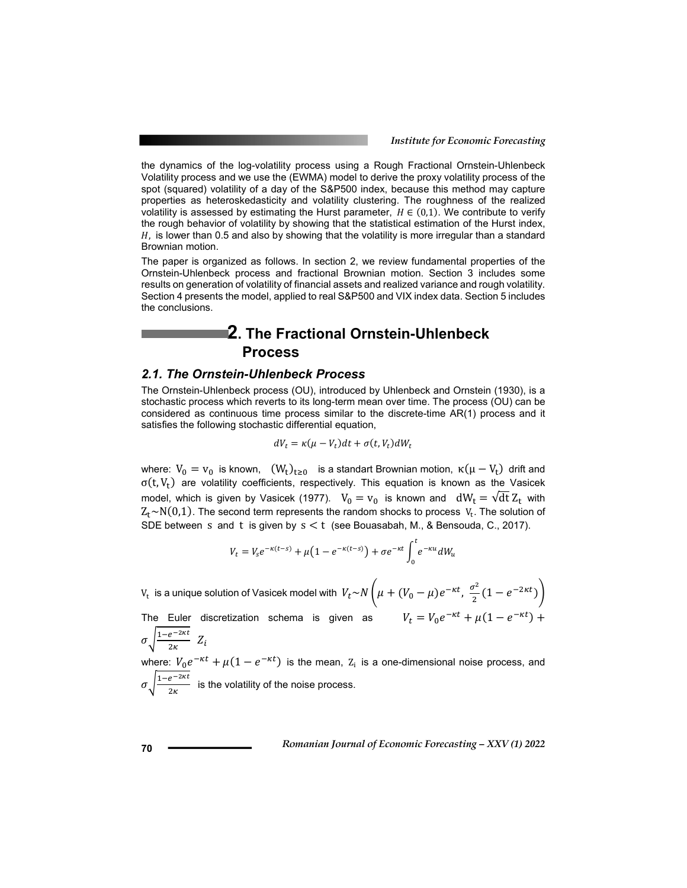the dynamics of the log-volatility process using a Rough Fractional Ornstein-Uhlenbeck Volatility process and we use the (EWMA) model to derive the proxy volatility process of the spot (squared) volatility of a day of the S&P500 index, because this method may capture properties as heteroskedasticity and volatility clustering. The roughness of the realized volatility is assessed by estimating the Hurst parameter, $H \in (0,1)$. We contribute to verify the rough behavior of volatility by showing that the statistical estimation of the Hurst index, $H$, is lower than 0.5 and also by showing that the volatility is more irregular than a standard Brownian motion.

The paper is organized as follows. In section 2, we review fundamental properties of the Ornstein-Uhlenbeck process and fractional Brownian motion. Section 3 includes some results on generation of volatility of financial assets and realized variance and rough volatility. Section 4 presents the model, applied to real S&P500 and VIX index data. Section 5 includes the conclusions.

# 2. The Fractional Ornstein-Uhlenbeck Process

## *2.1. The Ornstein-Uhlenbeck Process*

The Ornstein-Uhlenbeck process (OU), introduced by Uhlenbeck and Ornstein (1930), is a stochastic process which reverts to its long-term mean over time. The process (OU) can be considered as continuous time process similar to the discrete-time AR(1) process and it satisfies the following stochastic differential equation,

$$dV_t = \kappa(\mu - V_t)dt + \sigma(t, V_t)dW_t$$

where: $V_0 = v_0$ is known, $(W_t)_{t\geq 0}$ is a standart Brownian motion, $\kappa(\mu - V_t)$ drift and $\sigma(t, V_t)$ are volatility coefficients, respectively. This equation is known as the Vasicek model, which is given by Vasicek (1977). $V_0 = v_0$ is known and $dW_t = \sqrt{dt}\, Z_t$ with $Z_t \sim N(0,1)$. The second term represents the random shocks to process $V_t$. The solution of SDE between $s$ and $t$ is given by $s < t$ (see Bouasabah, M., & Bensouda, C., 2017).

$$V_t = V_s e^{-\kappa(t-s)} + \mu\left(1 - e^{-\kappa(t-s)}\right) + \sigma e^{-\kappa t}\int_0^t e^{-\kappa u} dW_u$$

$V_t$ is a unique solution of Vasicek model with $V_t \sim N\left(\mu + (V_0 - \mu)e^{-\kappa t},\ \frac{\sigma^2}{2}(1 - e^{-2\kappa t})\right)$

The Euler discretization schema is given as $V_t = V_0 e^{-\kappa t} + \mu(1 - e^{-\kappa t}) + \sigma\sqrt{\frac{1 - e^{-2\kappa t}}{2\kappa}}\ Z_i$

where: $V_0 e^{-\kappa t} + \mu(1 - e^{-\kappa t})$ is the mean, $Z_i$ is a one-dimensional noise process, and $\sigma\sqrt{\frac{1 - e^{-2\kappa t}}{2\kappa}}$ is the volatility of the noise process.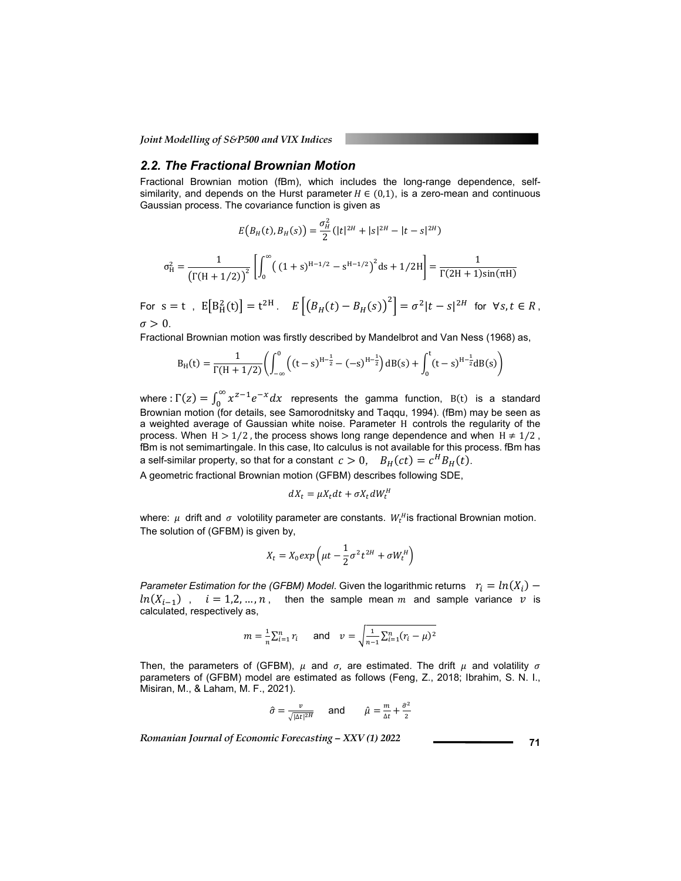## 2.2. The Fractional Brownian Motion

Fractional Brownian motion (fBm), which includes the long-range dependence, self-similarity, and depends on the Hurst parameter $H \in (0,1)$, is a zero-mean and continuous Gaussian process. The covariance function is given as

$$E\big(B_H(t), B_H(s)\big) = \frac{\sigma_H^2}{2}\left(|t|^{2H} + |s|^{2H} - |t-s|^{2H}\right)$$

$$\sigma_H^2 = \frac{1}{\left(\Gamma(H+1/2)\right)^2}\left[\int_0^\infty \left((1+s)^{H-1/2} - s^{H-1/2}\right)^2 ds + 1/2H\right] = \frac{1}{\Gamma(2H+1)\sin(\pi H)}$$

For $s = t$ , $E\left[B_H^2(t)\right] = t^{2H}$. $E\left[\left(B_H(t) - B_H(s)\right)^2\right] = \sigma^2|t-s|^{2H}$ for $\forall s, t \in R$, $\sigma > 0$.

Fractional Brownian motion was firstly described by Mandelbrot and Van Ness (1968) as,

$$B_H(t) = \frac{1}{\Gamma(H+1/2)}\left(\int_{-\infty}^0 \left((t-s)^{H-\frac{1}{2}} - (-s)^{H-\frac{1}{2}}\right) dB(s) + \int_0^t (t-s)^{H-\frac{1}{2}} dB(s)\right)$$

where : $\Gamma(z) = \int_0^\infty x^{z-1}e^{-x}dx$ represents the gamma function, $B(t)$ is a standard Brownian motion (for details, see Samorodnitsky and Taqqu, 1994). (fBm) may be seen as a weighted average of Gaussian white noise. Parameter $H$ controls the regularity of the process. When $H > 1/2$ , the process shows long range dependence and when $H \neq 1/2$ , fBm is not semimartingale. In this case, Ito calculus is not available for this process. fBm has a self-similar property, so that for a constant $c > 0$, $B_H(ct) = c^H B_H(t)$.

A geometric fractional Brownian motion (GFBM) describes following SDE,

$$dX_t = \mu X_t dt + \sigma X_t dW_t^H$$

where: $\mu$ drift and $\sigma$ volotility parameter are constants. $W_t^H$ is fractional Brownian motion. The solution of (GFBM) is given by,

$$X_t = X_0 exp\left(\mu t - \frac{1}{2}\sigma^2 t^{2H} + \sigma W_t^H\right)$$

*Parameter Estimation for the (GFBM) Model*. Given the logarithmic returns $r_i = ln(X_i) - ln(X_{i-1})$ , $i = 1,2,\ldots,n$ , then the sample mean $m$ and sample variance $v$ is calculated, respectively as,

$$m = \frac{1}{n}\sum_{i=1}^n r_i \quad \text{and} \quad v = \sqrt{\frac{1}{n-1}\sum_{i=1}^n (r_i - \mu)^2}$$

Then, the parameters of (GFBM), $\mu$ and $\sigma$, are estimated. The drift $\mu$ and volatility $\sigma$ parameters of (GFBM) model are estimated as follows (Feng, Z., 2018; Ibrahim, S. N. I., Misiran, M., & Laham, M. F., 2021).

$$\hat{\sigma} = \frac{v}{\sqrt{|\Delta t|^{2H}}} \quad \text{and} \quad \hat{\mu} = \frac{m}{\Delta t} + \frac{\hat{\sigma}^2}{2}$$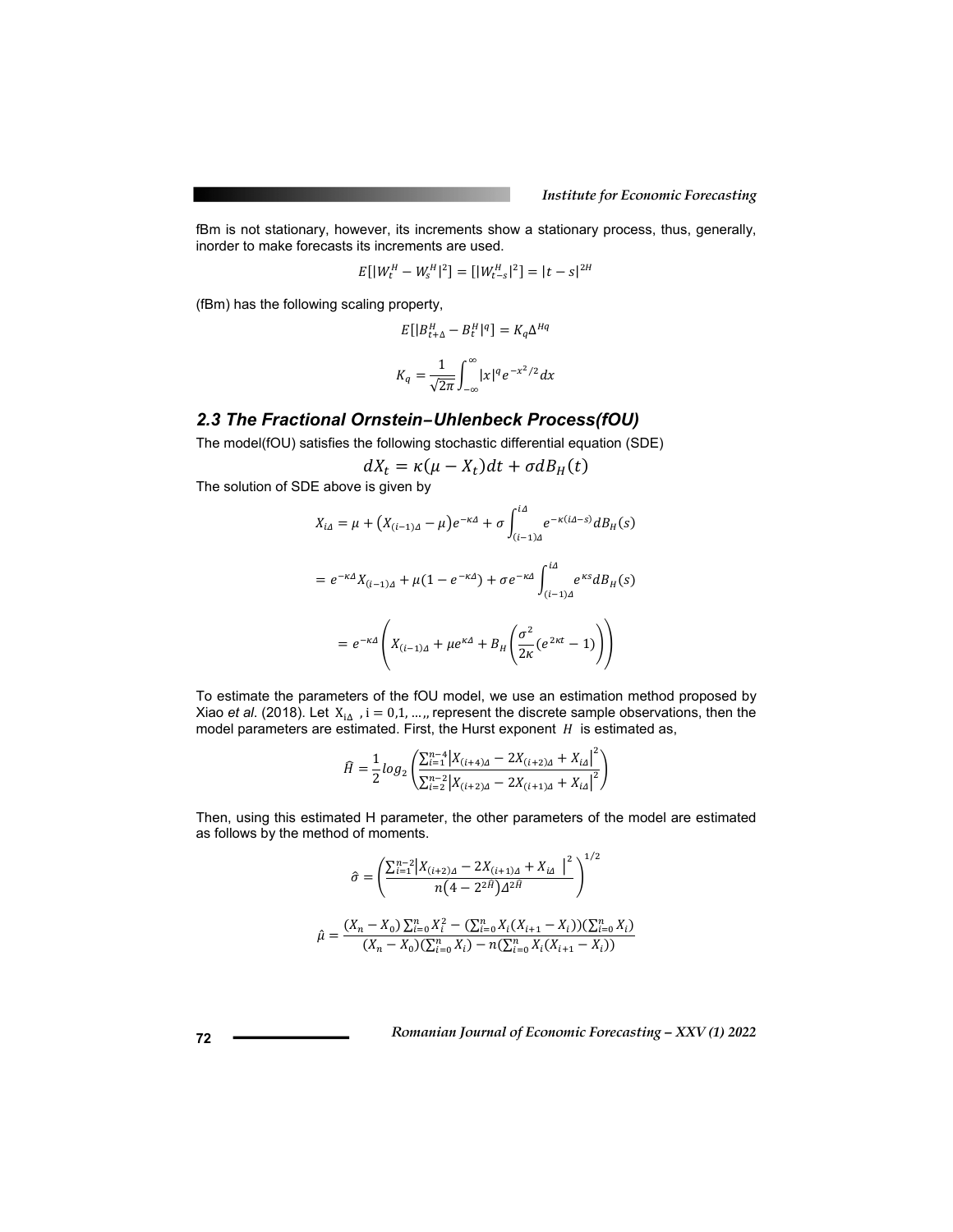fBm is not stationary, however, its increments show a stationary process, thus, generally, inorder to make forecasts its increments are used.

$$E[|W_t^H - W_s^H|^2] = [|W_{t-s}^H|^2] = |t-s|^{2H}$$

(fBm) has the following scaling property,

$$E[|B_{t+\Delta}^H - B_t^H|^q] = K_q \Delta^{Hq}$$

$$K_q = \frac{1}{\sqrt{2\pi}} \int_{-\infty}^{\infty} |x|^q e^{-x^2/2} dx$$

### *2.3 The Fractional Ornstein–Uhlenbeck Process(fOU)*

The model(fOU) satisfies the following stochastic differential equation (SDE)

$$dX_t = \kappa(\mu - X_t)dt + \sigma dB_H(t)$$

The solution of SDE above is given by

$$X_{i\Delta} = \mu + (X_{(i-1)\Delta} - \mu)e^{-\kappa\Delta} + \sigma \int_{(i-1)\Delta}^{i\Delta} e^{-\kappa(i\Delta - s)} dB_H(s)$$

$$= e^{-\kappa\Delta} X_{(i-1)\Delta} + \mu(1 - e^{-\kappa\Delta}) + \sigma e^{-\kappa\Delta} \int_{(i-1)\Delta}^{i\Delta} e^{\kappa s} dB_H(s)$$

$$= e^{-\kappa\Delta} \left( X_{(i-1)\Delta} + \mu e^{\kappa\Delta} + B_H \left( \frac{\sigma^2}{2\kappa} (e^{2\kappa t} - 1) \right) \right)$$

To estimate the parameters of the fOU model, we use an estimation method proposed by Xiao *et al*. (2018). Let $X_{i\Delta}$ , $i = 0,1, \dots,$, represent the discrete sample observations, then the model parameters are estimated. First, the Hurst exponent $H$ is estimated as,

$$\hat{H} = \frac{1}{2} log_2 \left( \frac{\sum_{i=1}^{n-4} |X_{(i+4)\Delta} - 2X_{(i+2)\Delta} + X_{i\Delta}|^2}{\sum_{i=2}^{n-2} |X_{(i+2)\Delta} - 2X_{(i+1)\Delta} + X_{i\Delta}|^2} \right)$$

Then, using this estimated H parameter, the other parameters of the model are estimated as follows by the method of moments.

$$\hat{\sigma} = \left( \frac{\sum_{i=1}^{n-2} |X_{(i+2)\Delta} - 2X_{(i+1)\Delta} + X_{i\Delta}|^2}{n(4 - 2^{2\hat{H}})\Delta^{2\hat{H}}} \right)^{1/2}$$

$$\hat{\mu} = \frac{(X_n - X_0)\sum_{i=0}^n X_i^2 - (\sum_{i=0}^n X_i(X_{i+1} - X_i))(\sum_{i=0}^n X_i)}{(X_n - X_0)(\sum_{i=0}^n X_i) - n(\sum_{i=0}^n X_i(X_{i+1} - X_i))}$$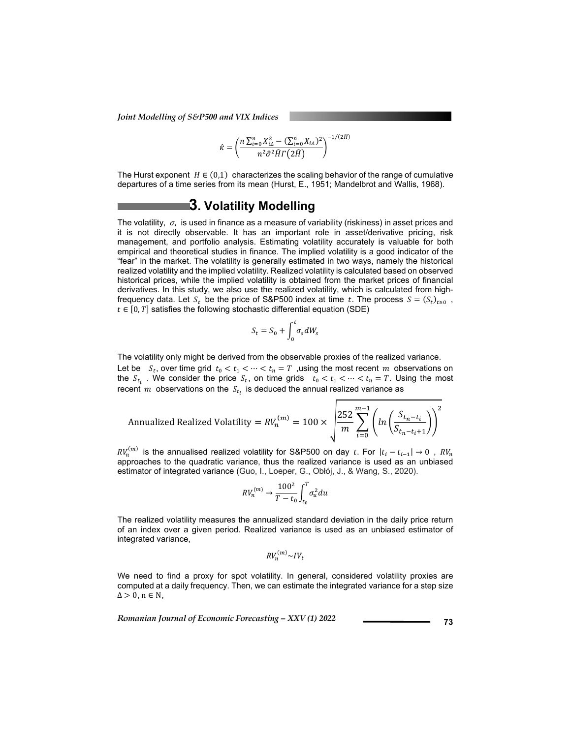$$\hat{\kappa} = \left( \frac{n \sum_{i=0}^{n} X_{i\Delta}^2 - \left(\sum_{i=0}^{n} X_{i\Delta}\right)^2}{n^2 \hat{\sigma}^2 \hat{H} \Gamma\left(2\hat{H}\right)} \right)^{-1/(2\hat{H})}$$

The Hurst exponent $H \in (0,1)$ characterizes the scaling behavior of the range of cumulative departures of a time series from its mean (Hurst, E., 1951; Mandelbrot and Wallis, 1968).

# 3. Volatility Modelling

The volatility, $\sigma$, is used in finance as a measure of variability (riskiness) in asset prices and it is not directly observable. It has an important role in asset/derivative pricing, risk management, and portfolio analysis. Estimating volatility accurately is valuable for both empirical and theoretical studies in finance. The implied volatility is a good indicator of the "fear" in the market. The volatility is generally estimated in two ways, namely the historical realized volatility and the implied volatility. Realized volatility is calculated based on observed historical prices, while the implied volatility is obtained from the market prices of financial derivatives. In this study, we also use the realized volatility, which is calculated from high-frequency data. Let $S_t$ be the price of S&P500 index at time $t$. The process $S = (S_t)_{t \geq 0}$ , $t \in [0, T]$ satisfies the following stochastic differential equation (SDE)

$$S_t = S_0 + \int_0^t \sigma_s dW_s$$

The volatility only might be derived from the observable proxies of the realized variance. Let be $S_t$, over time grid $t_0 < t_1 < \cdots < t_n = T$ ,using the most recent $m$ observations on the $S_{t_i}$ . We consider the price $S_t$, on time grids $t_0 < t_1 < \cdots < t_n = T$. Using the most recent $m$ observations on the $S_{t_i}$ is deduced the annual realized variance as

$$\text{Annualized Realized Volatility} = RV_n^{(m)} = 100 \times \sqrt{\frac{252}{m} \sum_{i=0}^{m-1} \left( ln\left( \frac{S_{t_n - t_i}}{S_{t_n - t_i + 1}} \right) \right)^2}$$

$RV_n^{(m)}$ is the annualised realized volatility for S&P500 on day $t$. For $|t_i - t_{i-1}| \to 0$ , $RV_n$ approaches to the quadratic variance, thus the realized variance is used as an unbiased estimator of integrated variance (Guo, I., Loeper, G., Obłój, J., & Wang, S., 2020).

$$RV_n^{(m)} \to \frac{100^2}{T - t_0} \int_{t_0}^{T} \sigma_u^2 du$$

The realized volatility measures the annualized standard deviation in the daily price return of an index over a given period. Realized variance is used as an unbiased estimator of integrated variance,

$$RV_n^{(m)} \sim IV_t$$

We need to find a proxy for spot volatility. In general, considered volatility proxies are computed at a daily frequency. Then, we can estimate the integrated variance for a step size $\Delta > 0, \mathrm{n} \in \mathrm{N}$,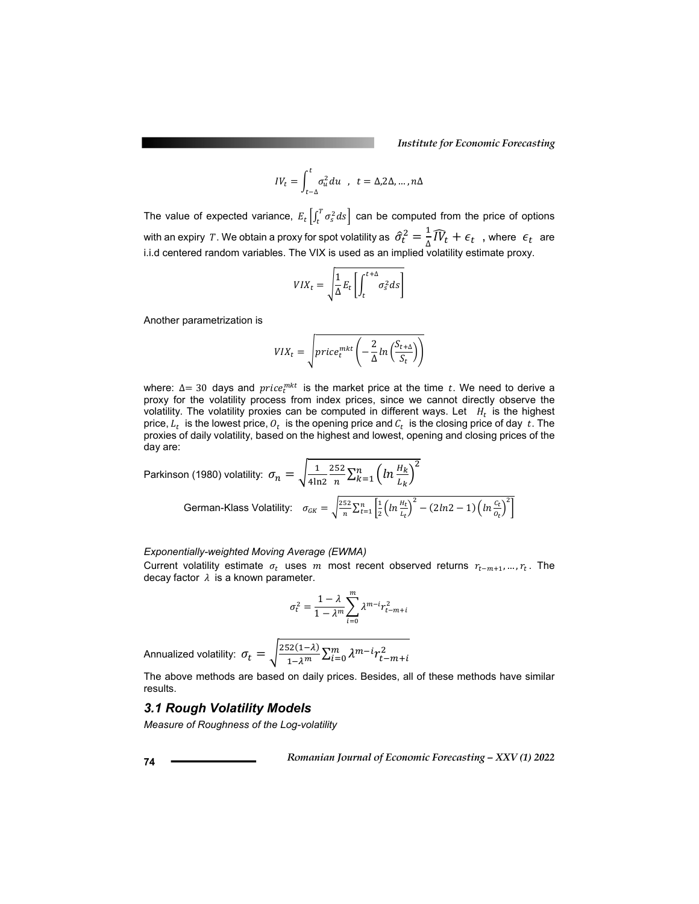$$IV_t = \int_{t-\Delta}^{t} \sigma_u^2 du \quad , \quad t = \Delta, 2\Delta, \ldots, n\Delta$$

The value of expected variance, $E_t\left[\int_t^T \sigma_s^2 ds\right]$ can be computed from the price of options with an expiry $T$. We obtain a proxy for spot volatility as $\hat{\sigma}_t^2 = \frac{1}{\Delta}\widehat{IV}_t + \epsilon_t$ , where $\epsilon_t$ are i.i.d centered random variables. The VIX is used as an implied volatility estimate proxy.

$$VIX_t = \sqrt{\frac{1}{\Delta} E_t\left[\int_t^{t+\Delta} \sigma_s^2 ds\right]}$$

Another parametrization is

$$VIX_t = \sqrt{price_t^{mkt}\left(-\frac{2}{\Delta} ln\left(\frac{S_{t+\Delta}}{S_t}\right)\right)}$$

where: $\Delta = 30$ days and $price_t^{mkt}$ is the market price at the time $t$. We need to derive a proxy for the volatility process from index prices, since we cannot directly observe the volatility. The volatility proxies can be computed in different ways. Let $H_t$ is the highest price, $L_t$ is the lowest price, $O_t$ is the opening price and $C_t$ is the closing price of day $t$. The proxies of daily volatility, based on the highest and lowest, opening and closing prices of the day are:

Parkinson (1980) volatility: $\sigma_n = \sqrt{\frac{1}{4\ln 2} \frac{252}{n} \sum_{k=1}^{n} \left(ln\frac{H_k}{L_k}\right)^2}$

German-Klass Volatility: $\sigma_{GK} = \sqrt{\frac{252}{n} \sum_{t=1}^{n} \left[\frac{1}{2}\left(ln\frac{H_t}{L_t}\right)^2 - (2ln2 - 1)\left(ln\frac{C_t}{O_t}\right)^2\right]}$

*Exponentially-weighted Moving Average (EWMA)*

Current volatility estimate $\sigma_t$ uses $m$ most recent observed returns $r_{t-m+1}, \ldots, r_t$. The decay factor $\lambda$ is a known parameter.

$$\sigma_t^2 = \frac{1-\lambda}{1-\lambda^m} \sum_{i=0}^{m} \lambda^{m-i} r_{t-m+i}^2$$

Annualized volatility: $\sigma_t = \sqrt{\frac{252(1-\lambda)}{1-\lambda^m} \sum_{i=0}^{m} \lambda^{m-i} r_{t-m+i}^2}$

The above methods are based on daily prices. Besides, all of these methods have similar results.

### *3.1 Rough Volatility Models*

*Measure of Roughness of the Log-volatility*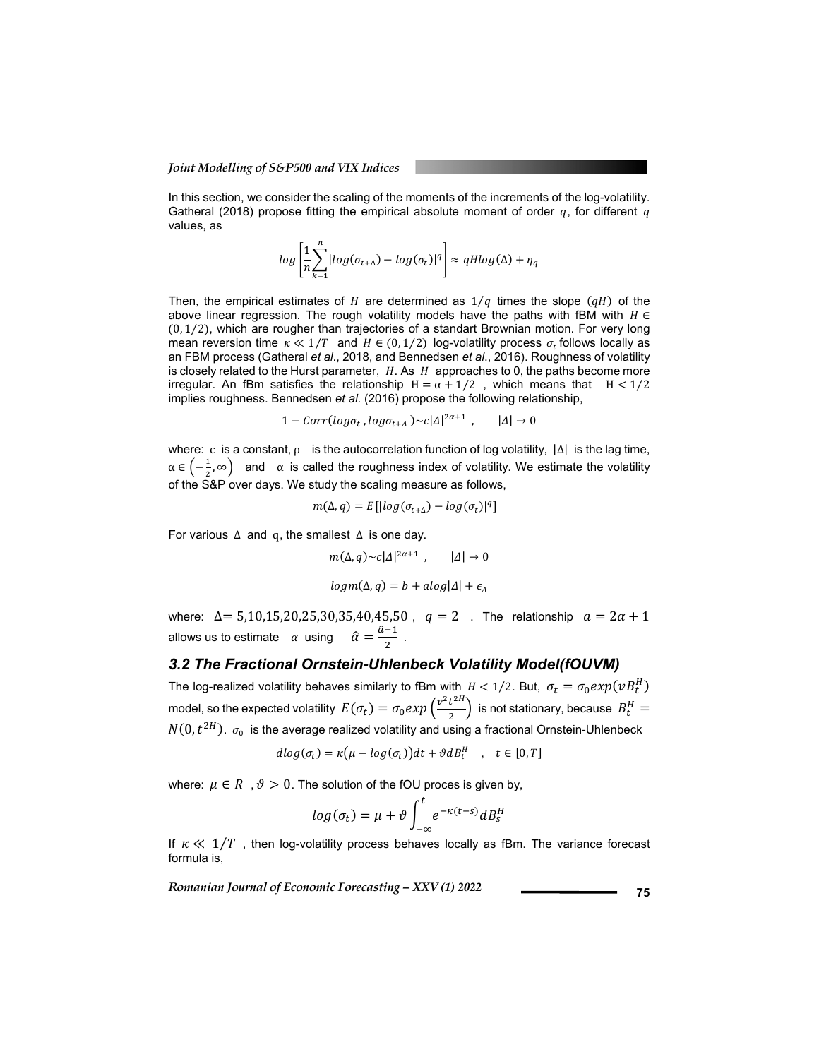In this section, we consider the scaling of the moments of the increments of the log-volatility. Gatheral (2018) propose fitting the empirical absolute moment of order $q$, for different $q$ values, as

$$log\left[\frac{1}{n}\sum_{k=1}^{n}|log(\sigma_{t+\Delta}) - log(\sigma_t)|^q\right] \approx qHlog(\Delta) + \eta_q$$

Then, the empirical estimates of $H$ are determined as $1/q$ times the slope $(qH)$ of the above linear regression. The rough volatility models have the paths with fBM with $H \in (0, 1/2)$, which are rougher than trajectories of a standart Brownian motion. For very long mean reversion time $\kappa \ll 1/T$ and $H \in (0, 1/2)$ log-volatility process $\sigma_t$ follows locally as an FBM process (Gatheral *et al*., 2018, and Bennedsen *et al*., 2016). Roughness of volatility is closely related to the Hurst parameter, $H$. As $H$ approaches to 0, the paths become more irregular. An fBm satisfies the relationship $H = \alpha + 1/2$, which means that $H < 1/2$ implies roughness. Bennedsen *et al*. (2016) propose the following relationship,

$$1 - Corr(log\sigma_t, log\sigma_{t+\Delta}) \sim c|\Delta|^{2\alpha+1}, \qquad |\Delta| \to 0$$

where: $c$ is a constant, $\rho$ is the autocorrelation function of log volatility, $|\Delta|$ is the lag time, $\alpha \in \left(-\frac{1}{2}, \infty\right)$ and $\alpha$ is called the roughness index of volatility. We estimate the volatility of the S&P over days. We study the scaling measure as follows,

$$m(\Delta, q) = E[|log(\sigma_{t+\Delta}) - log(\sigma_t)|^q]$$

For various $\Delta$ and $q$, the smallest $\Delta$ is one day.

$$m(\Delta, q) \sim c|\Delta|^{2\alpha+1}, \qquad |\Delta| \to 0$$

$$logm(\Delta, q) = b + alog|\Delta| + \epsilon_\Delta$$

where: $\Delta = 5,10,15,20,25,30,35,40,45,50$, $q = 2$. The relationship $a = 2\alpha + 1$ allows us to estimate $\alpha$ using $\hat{\alpha} = \frac{\hat{a}-1}{2}$.

### 3.2 The Fractional Ornstein-Uhlenbeck Volatility Model(fOUVM)

The log-realized volatility behaves similarly to fBm with $H < 1/2$. But, $\sigma_t = \sigma_0 exp(vB_t^H)$ model, so the expected volatility $E(\sigma_t) = \sigma_0 exp\left(\frac{v^2t^{2H}}{2}\right)$ is not stationary, because $B_t^H = N(0, t^{2H})$. $\sigma_0$ is the average realized volatility and using a fractional Ornstein-Uhlenbeck

$$dlog(\sigma_t) = \kappa\big(\mu - log(\sigma_t)\big)dt + \vartheta dB_t^H \quad , \quad t \in [0, T]$$

where: $\mu \in R$, $\vartheta > 0$. The solution of the fOU proces is given by,

$$log(\sigma_t) = \mu + \vartheta\int_{-\infty}^{t} e^{-\kappa(t-s)}dB_s^H$$

If $\kappa \ll 1/T$, then log-volatility process behaves locally as fBm. The variance forecast formula is,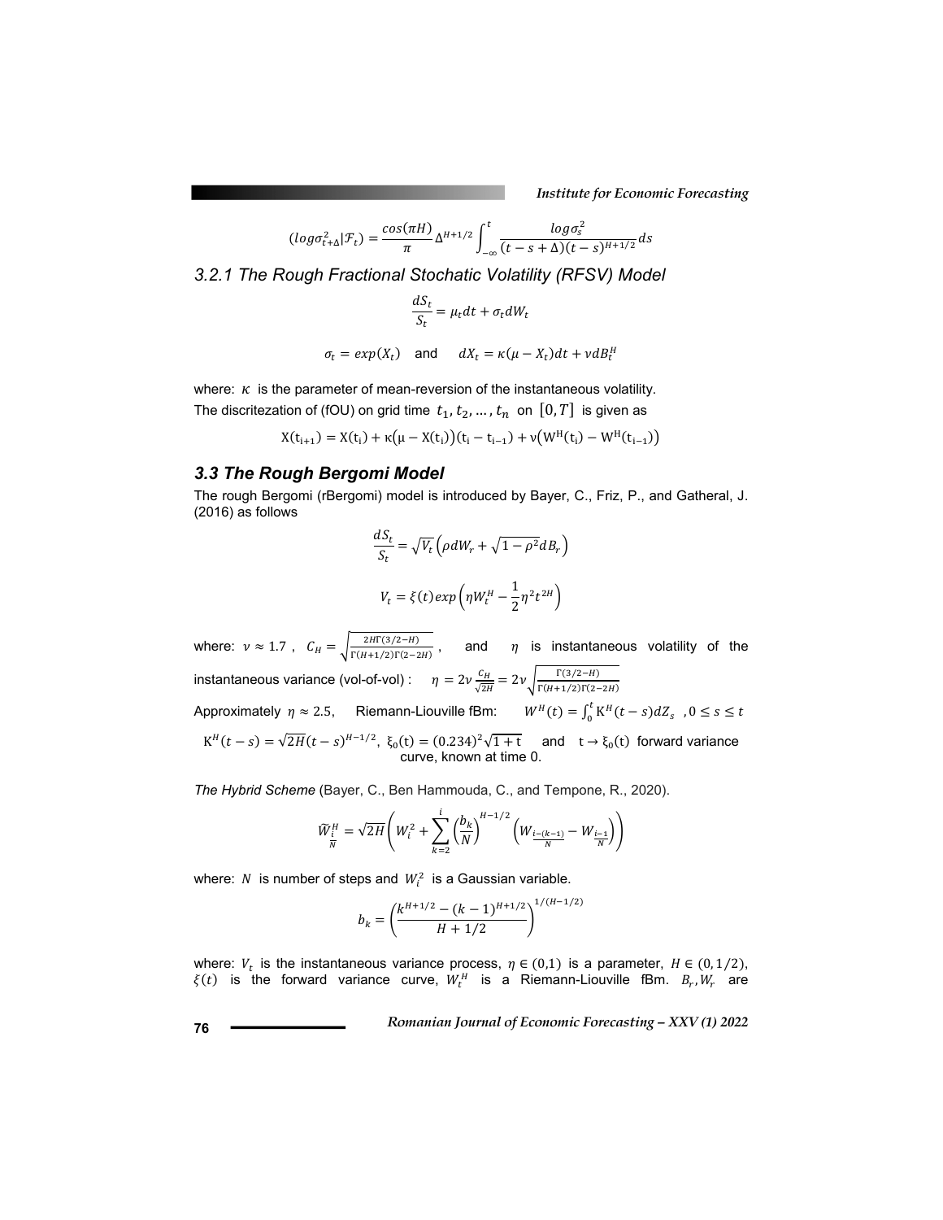$$(log\sigma_{t+\Delta}^2|\mathcal{F}_t) = \frac{cos(\pi H)}{\pi}\Delta^{H+1/2}\int_{-\infty}^{t}\frac{log\sigma_s^2}{(t-s+\Delta)(t-s)^{H+1/2}}ds$$

### *3.2.1 The Rough Fractional Stochatic Volatility (RFSV) Model*

$$\frac{dS_t}{S_t} = \mu_t dt + \sigma_t dW_t$$

$$\sigma_t = exp(X_t) \quad \text{and} \quad dX_t = \kappa(\mu - X_t)dt + \nu dB_t^H$$

where: $\kappa$ is the parameter of mean-reversion of the instantaneous volatility.

The discritezation of (fOU) on grid time $t_1, t_2, \dots, t_n$ on $[0, T]$ is given as

$$X(t_{i+1}) = X(t_i) + \kappa(\mu - X(t_i))(t_i - t_{i-1}) + \nu(W^H(t_i) - W^H(t_{i-1}))$$

## *3.3 The Rough Bergomi Model*

The rough Bergomi (rBergomi) model is introduced by Bayer, C., Friz, P., and Gatheral, J. (2016) as follows

$$\frac{dS_t}{S_t} = \sqrt{V_t}\left(\rho dW_r + \sqrt{1-\rho^2}dB_r\right)$$

$$V_t = \xi(t)exp\left(\eta W_t^H - \frac{1}{2}\eta^2 t^{2H}\right)$$

where: $\nu \approx 1.7$ , $C_H = \sqrt{\frac{2H\Gamma(3/2-H)}{\Gamma(H+1/2)\Gamma(2-2H)}}$ , and $\eta$ is instantaneous volatility of the instantaneous variance (vol-of-vol) : $\eta = 2\nu\frac{C_H}{\sqrt{2H}} = 2\nu\sqrt{\frac{\Gamma(3/2-H)}{\Gamma(H+1/2)\Gamma(2-2H)}}$

Approximately $\eta \approx 2.5$, Riemann-Liouville fBm: $W^H(t) = \int_0^t K^H(t-s)dZ_s$ , $0 \le s \le t$

$K^H(t-s) = \sqrt{2H}(t-s)^{H-1/2}$, $\xi_0(t) = (0.234)^2\sqrt{1+t}$ and $t \to \xi_0(t)$ forward variance curve, known at time 0.

*The Hybrid Scheme* (Bayer, C., Ben Hammouda, C., and Tempone, R., 2020).

$$\widetilde{W}_{\frac{i}{N}}^H = \sqrt{2H}\left(W_i^2 + \sum_{k=2}^{i}\left(\frac{b_k}{N}\right)^{H-1/2}\left(W_{\frac{i-(k-1)}{N}} - W_{\frac{i-1}{N}}\right)\right)$$

where: $N$ is number of steps and $W_i^2$ is a Gaussian variable.

$$b_k = \left(\frac{k^{H+1/2} - (k-1)^{H+1/2}}{H+1/2}\right)^{1/(H-1/2)}$$

where: $V_t$ is the instantaneous variance process, $\eta \in (0,1)$ is a parameter, $H \in (0, 1/2)$, $\xi(t)$ is the forward variance curve, $W_t^H$ is a Riemann-Liouville fBm. $B_r, W_r$ are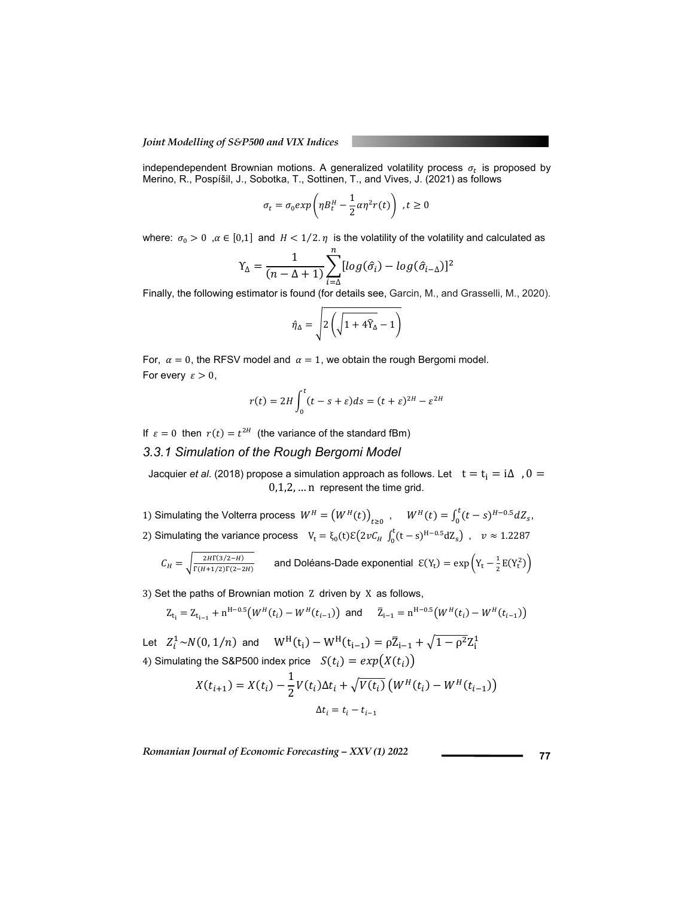independependent Brownian motions. A generalized volatility process $\sigma_t$ is proposed by Merino, R., Pospíšil, J., Sobotka, T., Sottinen, T., and Vives, J. (2021) as follows

$$\sigma_t = \sigma_0 exp\left(\eta B_t^H - \frac{1}{2}\alpha\eta^2 r(t)\right) \;, t \geq 0$$

where: $\sigma_0 > 0$ ,$\alpha \in [0,1]$ and $H < 1/2. \eta$ is the volatility of the volatility and calculated as

$$\Upsilon_\Delta = \frac{1}{(n - \Delta + 1)}\sum_{i=\Delta}^{n}[log(\hat{\sigma}_i) - log(\hat{\sigma}_{i-\Delta})]^2$$

Finally, the following estimator is found (for details see, Garcin, M., and Grasselli, M., 2020).

$$\hat{\eta}_\Delta = \sqrt{2\left(\sqrt{1 + 4\hat{\Upsilon}_\Delta} - 1\right)}$$

For, $\alpha = 0$, the RFSV model and $\alpha = 1$, we obtain the rough Bergomi model.

For every $\varepsilon > 0$,

$$r(t) = 2H\int_0^t (t - s + \varepsilon)ds = (t + \varepsilon)^{2H} - \varepsilon^{2H}$$

If $\varepsilon = 0$ then $r(t) = t^{2H}$ (the variance of the standard fBm)

### 3.3.1 Simulation of the Rough Bergomi Model

Jacquier *et al.* (2018) propose a simulation approach as follows. Let $t = t_i = i\Delta \;, 0 = 0,1,2, \dots n$ represent the time grid.

1) Simulating the Volterra process $W^H = \left(W^H(t)\right)_{t\geq 0}$ , $W^H(t) = \int_0^t (t-s)^{H-0.5}dZ_s$,

2) Simulating the variance process $V_t = \xi_0(t)\mathcal{E}\left(2vC_H \int_0^t (t-s)^{H-0.5}dZ_s\right)$ , $v \approx 1.2287$

$C_H = \sqrt{\frac{2H\Gamma(3/2-H)}{\Gamma(H+1/2)\Gamma(2-2H)}}$ and Doléans-Dade exponential $\mathcal{E}(Y_t) = \exp\left(Y_t - \frac{1}{2}E(Y_t^2)\right)$

3) Set the paths of Brownian motion $Z$ driven by $X$ as follows,

$$Z_{t_i} = Z_{t_{i-1}} + n^{H-0.5}\left(W^H(t_i) - W^H(t_{i-1})\right) \text{ and } \quad \bar{Z}_{i-1} = n^{H-0.5}\left(W^H(t_i) - W^H(t_{i-1})\right)$$

Let $Z_i^1 \sim N(0, 1/n)$ and $W^H(t_i) - W^H(t_{i-1}) = \rho\bar{Z}_{i-1} + \sqrt{1-\rho^2}Z_i^1$

4) Simulating the S&P500 index price $S(t_i) = exp\left(X(t_i)\right)$

$$X(t_{i+1}) = X(t_i) - \frac{1}{2}V(t_i)\Delta t_i + \sqrt{V(t_i)}\left(W^H(t_i) - W^H(t_{i-1})\right)$$

$$\Delta t_i = t_i - t_{i-1}$$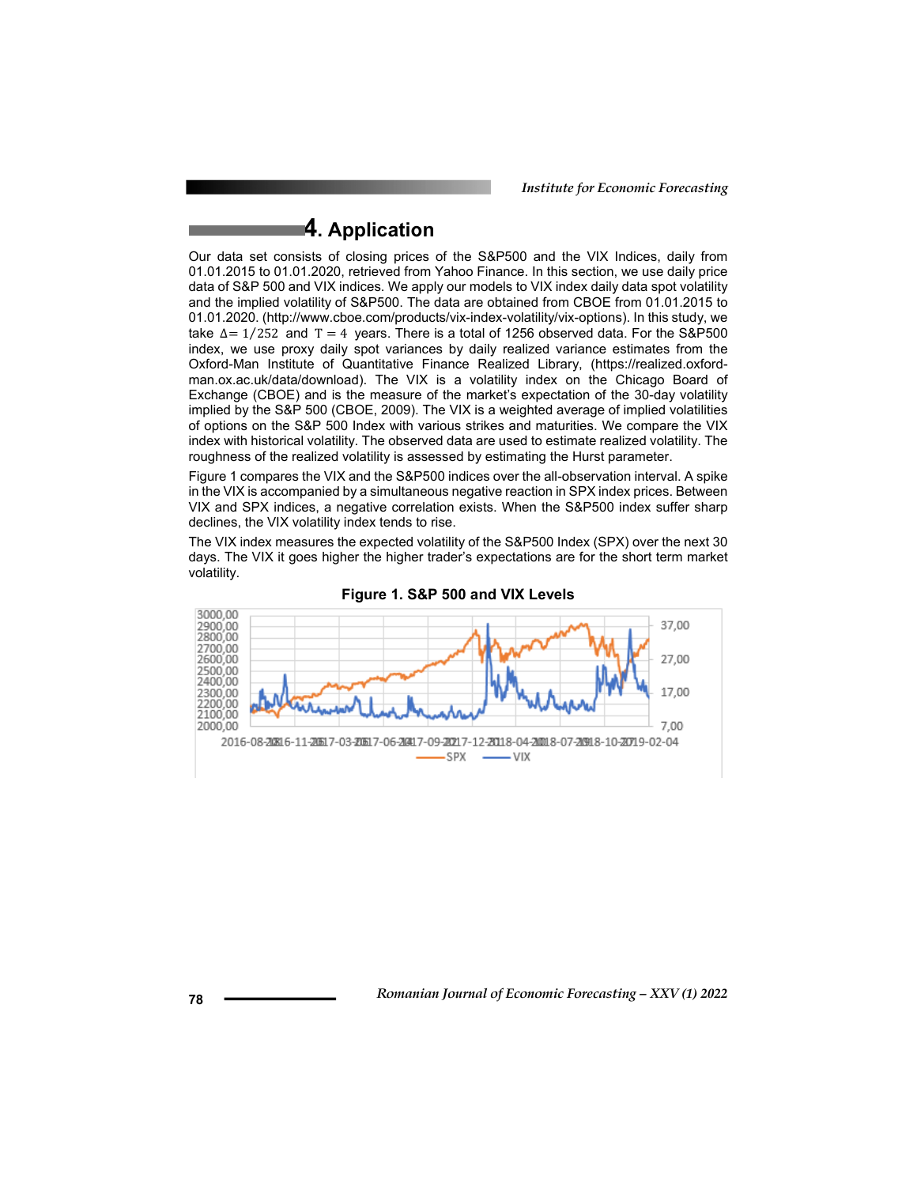## 4. Application

Our data set consists of closing prices of the S&P500 and the VIX Indices, daily from 01.01.2015 to 01.01.2020, retrieved from Yahoo Finance. In this section, we use daily price data of S&P 500 and VIX indices. We apply our models to VIX index daily data spot volatility and the implied volatility of S&P500. The data are obtained from CBOE from 01.01.2015 to 01.01.2020. (http://www.cboe.com/products/vix-index-volatility/vix-options). In this study, we take $\Delta = 1/252$ and $T = 4$ years. There is a total of 1256 observed data. For the S&P500 index, we use proxy daily spot variances by daily realized variance estimates from the Oxford-Man Institute of Quantitative Finance Realized Library, (https://realized.oxford-man.ox.ac.uk/data/download). The VIX is a volatility index on the Chicago Board of Exchange (CBOE) and is the measure of the market's expectation of the 30-day volatility implied by the S&P 500 (CBOE, 2009). The VIX is a weighted average of implied volatilities of options on the S&P 500 Index with various strikes and maturities. We compare the VIX index with historical volatility. The observed data are used to estimate realized volatility. The roughness of the realized volatility is assessed by estimating the Hurst parameter.

Figure 1 compares the VIX and the S&P500 indices over the all-observation interval. A spike in the VIX is accompanied by a simultaneous negative reaction in SPX index prices. Between VIX and SPX indices, a negative correlation exists. When the S&P500 index suffer sharp declines, the VIX volatility index tends to rise.

The VIX index measures the expected volatility of the S&P500 Index (SPX) over the next 30 days. The VIX it goes higher the higher trader's expectations are for the short term market volatility.

**Figure 1. S&P 500 and VIX Levels**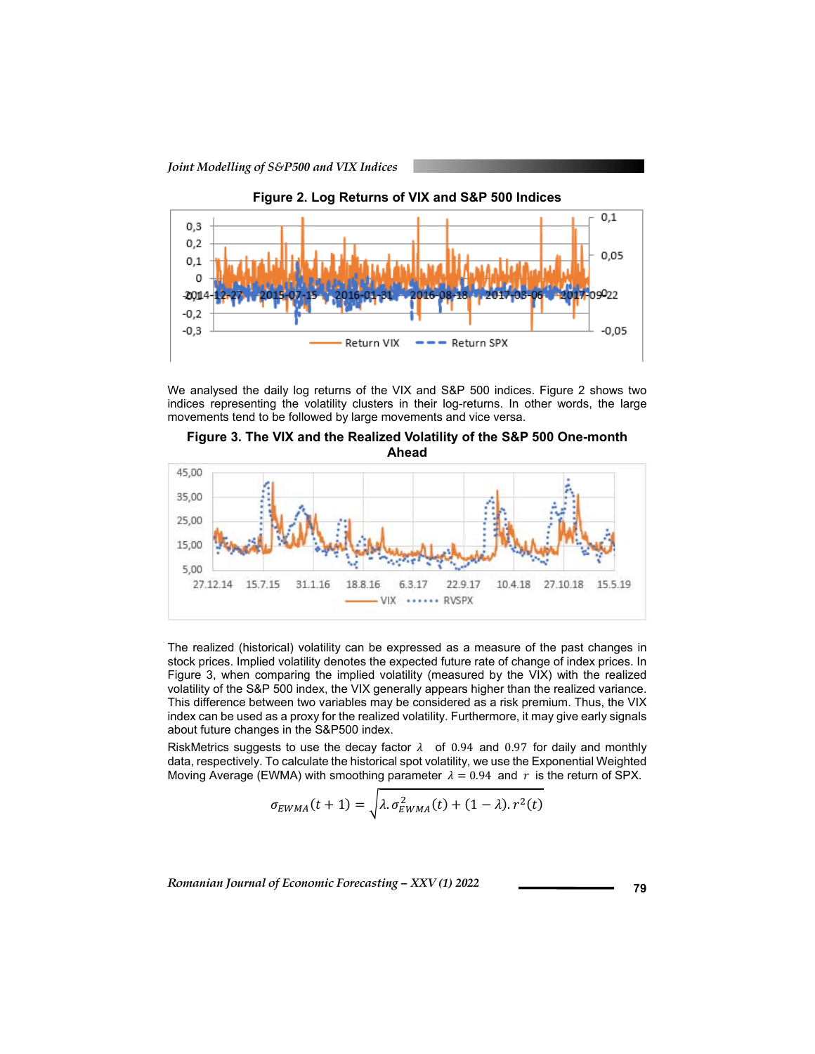**Figure 2. Log Returns of VIX and S&P 500 Indices**

We analysed the daily log returns of the VIX and S&P 500 indices. Figure 2 shows two indices representing the volatility clusters in their log-returns. In other words, the large movements tend to be followed by large movements and vice versa.

**Figure 3. The VIX and the Realized Volatility of the S&P 500 One-month Ahead**

The realized (historical) volatility can be expressed as a measure of the past changes in stock prices. Implied volatility denotes the expected future rate of change of index prices. In Figure 3, when comparing the implied volatility (measured by the VIX) with the realized volatility of the S&P 500 index, the VIX generally appears higher than the realized variance. This difference between two variables may be considered as a risk premium. Thus, the VIX index can be used as a proxy for the realized volatility. Furthermore, it may give early signals about future changes in the S&P500 index.

RiskMetrics suggests to use the decay factor $\lambda$ of 0.94 and 0.97 for daily and monthly data, respectively. To calculate the historical spot volatility, we use the Exponential Weighted Moving Average (EWMA) with smoothing parameter $\lambda = 0.94$ and $r$ is the return of SPX.

$$\sigma_{EWMA}(t+1) = \sqrt{\lambda.\sigma^2_{EWMA}(t) + (1-\lambda).r^2(t)}$$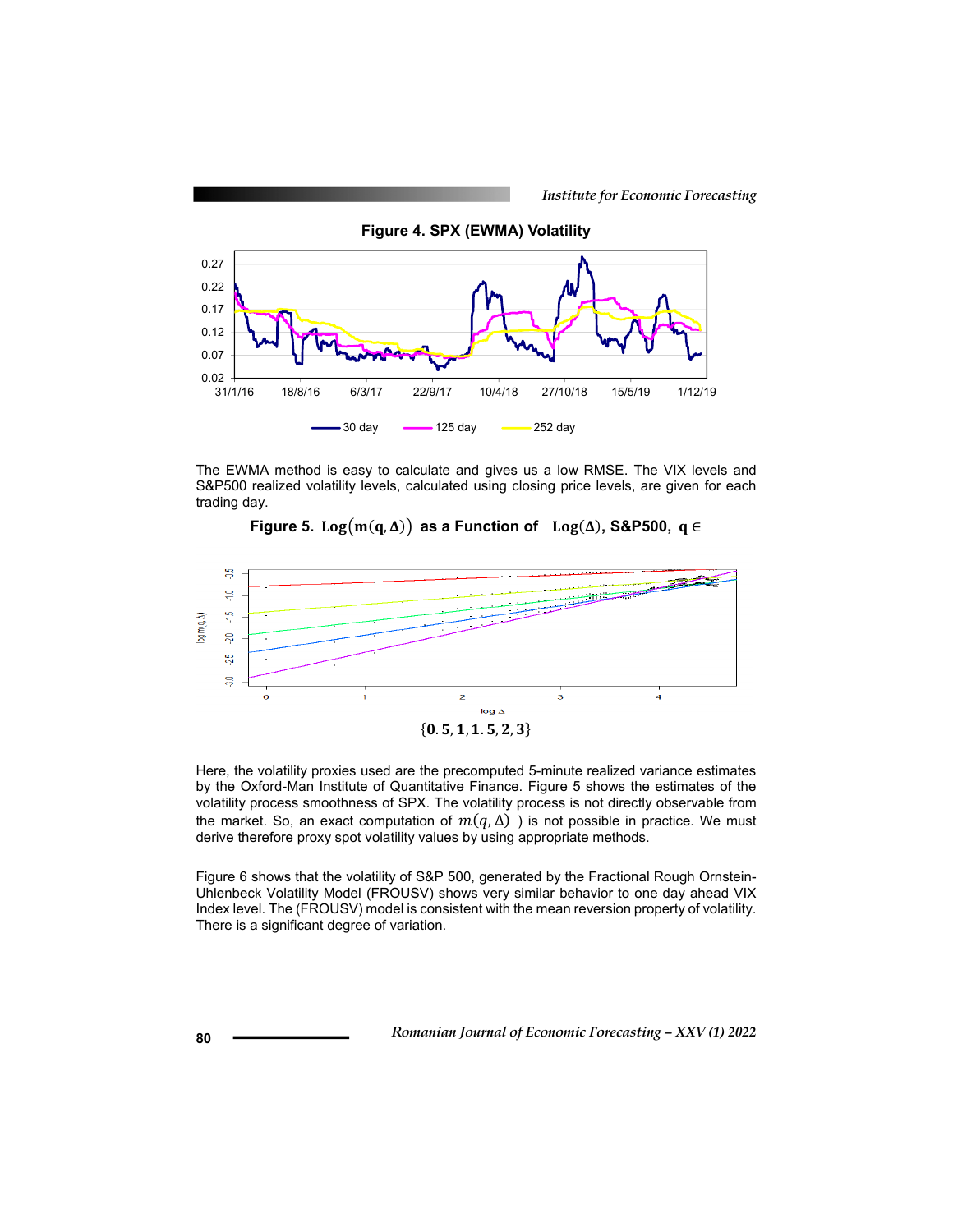**Figure 4. SPX (EWMA) Volatility**

The EWMA method is easy to calculate and gives us a low RMSE. The VIX levels and S&P500 realized volatility levels, calculated using closing price levels, are given for each trading day.

**Figure 5. $\text{Log}(m(q, \Delta))$ as a Function of $\text{Log}(\Delta)$, S&P500, $q \in \{0.5, 1, 1.5, 2, 3\}$**

Here, the volatility proxies used are the precomputed 5-minute realized variance estimates by the Oxford-Man Institute of Quantitative Finance. Figure 5 shows the estimates of the volatility process smoothness of SPX. The volatility process is not directly observable from the market. So, an exact computation of $m(q, \Delta)$ is not possible in practice. We must derive therefore proxy spot volatility values by using appropriate methods.

Figure 6 shows that the volatility of S&P 500, generated by the Fractional Rough Ornstein-Uhlenbeck Volatility Model (FROUSV) shows very similar behavior to one day ahead VIX Index level. The (FROUSV) model is consistent with the mean reversion property of volatility. There is a significant degree of variation.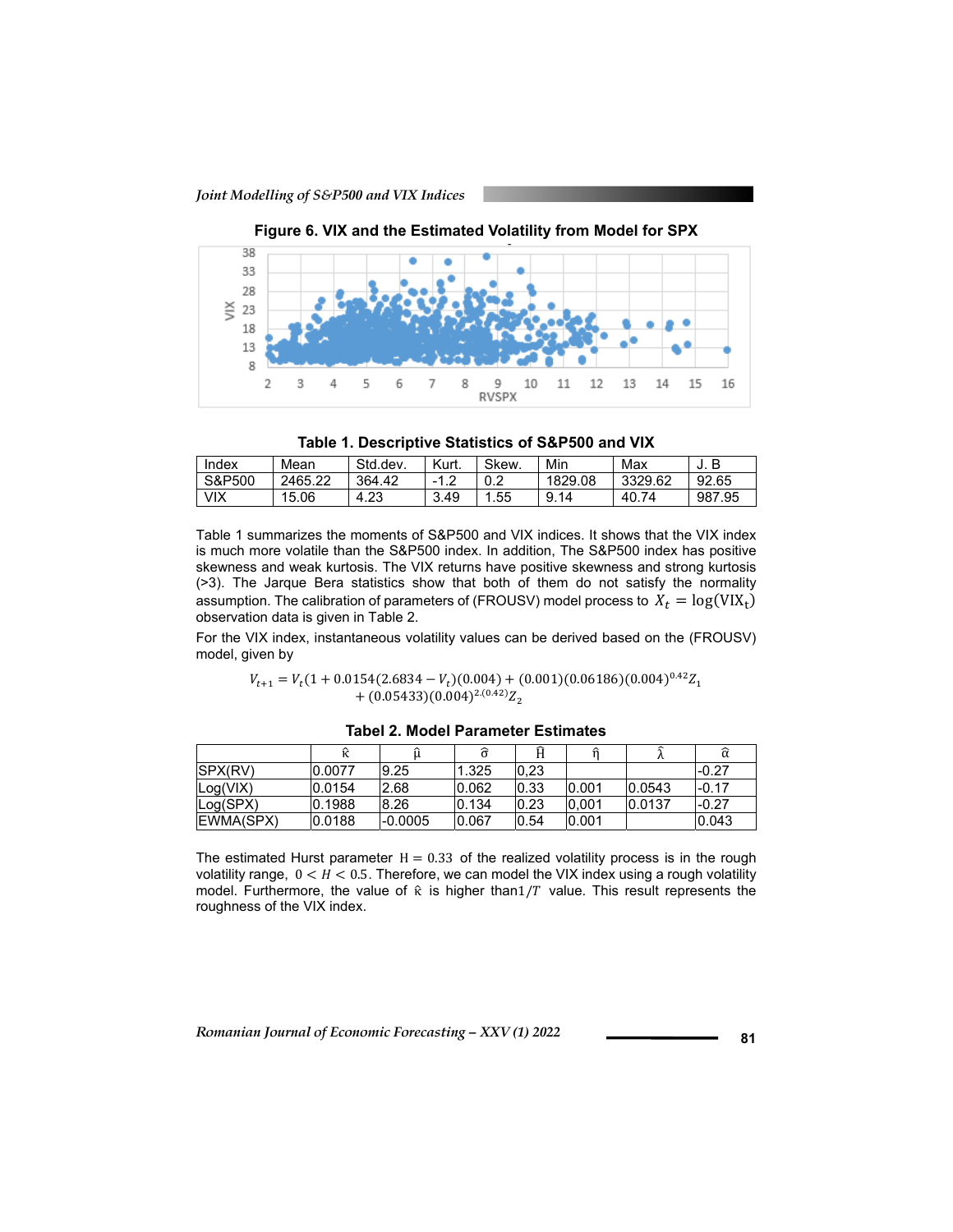**Figure 6. VIX and the Estimated Volatility from Model for SPX**

**Table 1. Descriptive Statistics of S&P500 and VIX**

| Index | Mean | Std.dev. | Kurt. | Skew. | Min | Max | J. B |
|---|---|---|---|---|---|---|---|
| S&P500 | 2465.22 | 364.42 | -1.2 | 0.2 | 1829.08 | 3329.62 | 92.65 |
| VIX | 15.06 | 4.23 | 3.49 | 1.55 | 9.14 | 40.74 | 987.95 |

Table 1 summarizes the moments of S&P500 and VIX indices. It shows that the VIX index is much more volatile than the S&P500 index. In addition, The S&P500 index has positive skewness and weak kurtosis. The VIX returns have positive skewness and strong kurtosis (>3). The Jarque Bera statistics show that both of them do not satisfy the normality assumption. The calibration of parameters of (FROUSV) model process to $X_t = \log(\mathrm{VIX_t})$ observation data is given in Table 2.

For the VIX index, instantaneous volatility values can be derived based on the (FROUSV) model, given by

$$V_{t+1} = V_t(1 + 0.0154(2.6834 - V_t)(0.004) + (0.001)(0.06186)(0.004)^{0.42}Z_1 + (0.05433)(0.004)^{2.(0.42)}Z_2$$

**Tabel 2. Model Parameter Estimates**

| | $\hat{\kappa}$ | $\hat{\mu}$ | $\hat{\sigma}$ | $\hat{H}$ | $\hat{\eta}$ | $\hat{\lambda}$ | $\hat{\alpha}$ |
|---|---|---|---|---|---|---|---|
| SPX(RV) | 0.0077 | 9.25 | 1.325 | 0,23 | | | -0.27 |
| Log(VIX) | 0.0154 | 2.68 | 0.062 | 0.33 | 0.001 | 0.0543 | -0.17 |
| Log(SPX) | 0.1988 | 8.26 | 0.134 | 0.23 | 0,001 | 0.0137 | -0.27 |
| EWMA(SPX) | 0.0188 | -0.0005 | 0.067 | 0.54 | 0.001 | | 0.043 |

The estimated Hurst parameter $\mathrm{H} = 0.33$ of the realized volatility process is in the rough volatility range, $0 < H < 0.5$. Therefore, we can model the VIX index using a rough volatility model. Furthermore, the value of $\hat{\kappa}$ is higher than$1/T$ value. This result represents the roughness of the VIX index.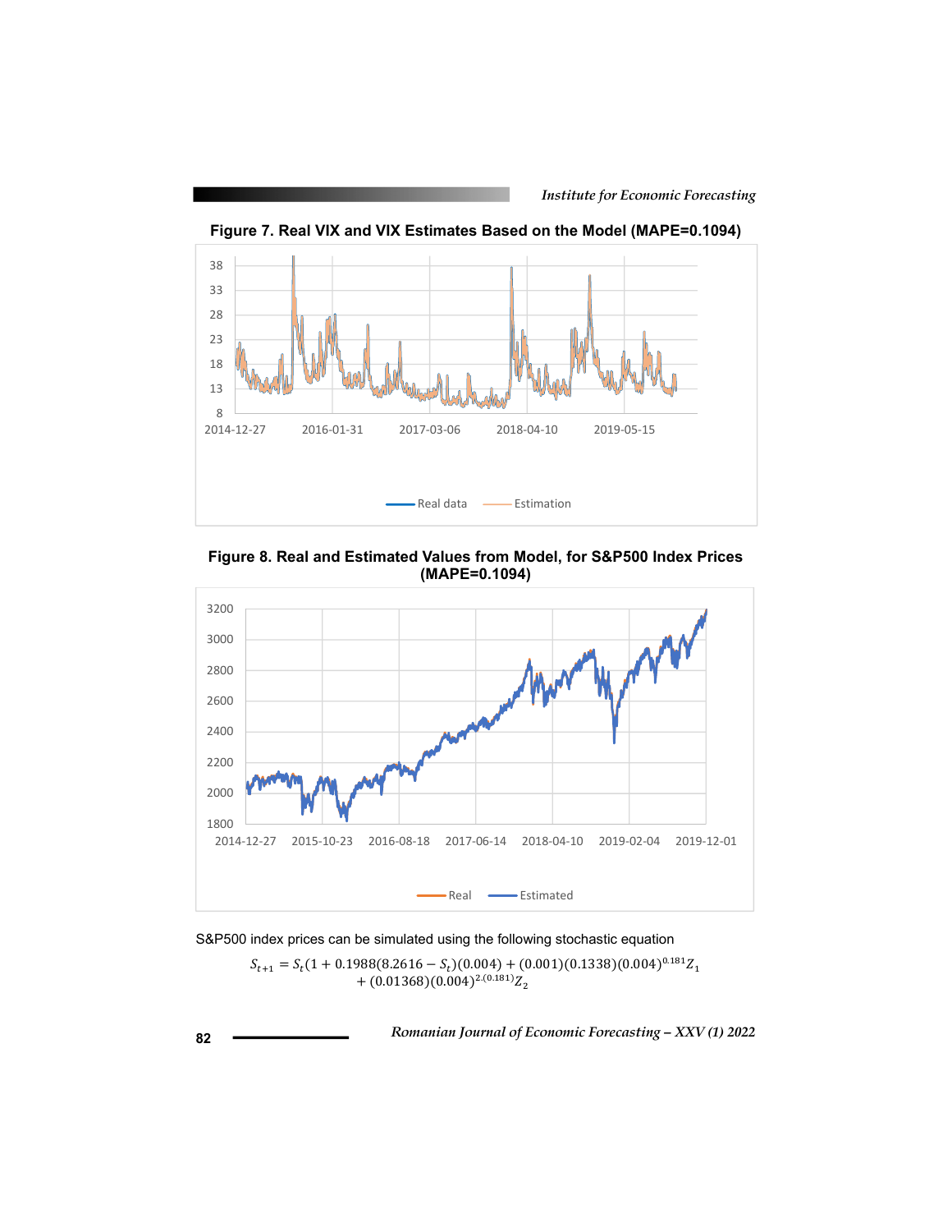**Figure 7. Real VIX and VIX Estimates Based on the Model (MAPE=0.1094)**

**Figure 8. Real and Estimated Values from Model, for S&P500 Index Prices (MAPE=0.1094)**

S&P500 index prices can be simulated using the following stochastic equation

$$S_{t+1} = S_t(1 + 0.1988(8.2616 - S_t)(0.004) + (0.001)(0.1338)(0.004)^{0.181}Z_1 + (0.01368)(0.004)^{2.(0.181)}Z_2$$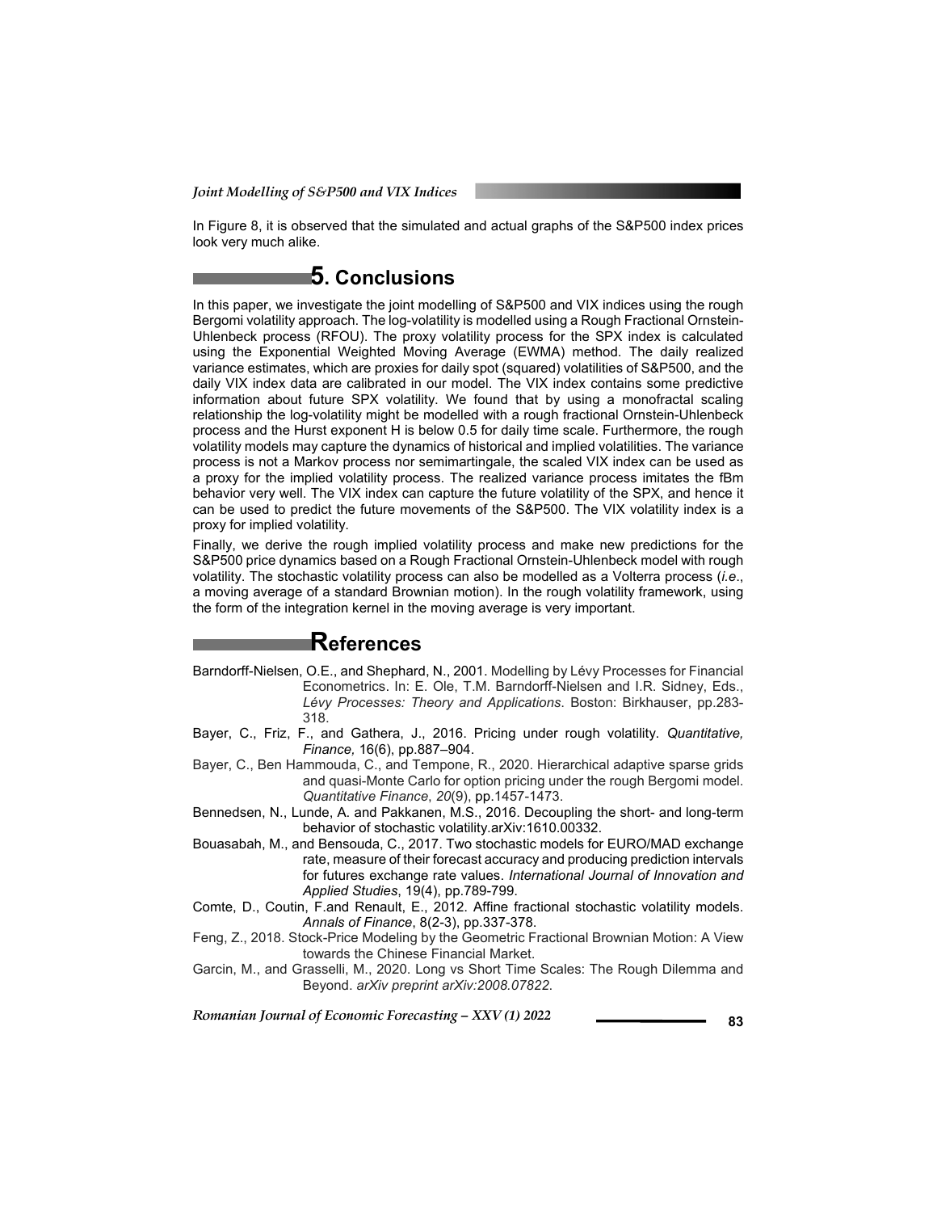In Figure 8, it is observed that the simulated and actual graphs of the S&P500 index prices look very much alike.

## 5. Conclusions

In this paper, we investigate the joint modelling of S&P500 and VIX indices using the rough Bergomi volatility approach. The log-volatility is modelled using a Rough Fractional Ornstein-Uhlenbeck process (RFOU). The proxy volatility process for the SPX index is calculated using the Exponential Weighted Moving Average (EWMA) method. The daily realized variance estimates, which are proxies for daily spot (squared) volatilities of S&P500, and the daily VIX index data are calibrated in our model. The VIX index contains some predictive information about future SPX volatility. We found that by using a monofractal scaling relationship the log-volatility might be modelled with a rough fractional Ornstein-Uhlenbeck process and the Hurst exponent H is below 0.5 for daily time scale. Furthermore, the rough volatility models may capture the dynamics of historical and implied volatilities. The variance process is not a Markov process nor semimartingale, the scaled VIX index can be used as a proxy for the implied volatility process. The realized variance process imitates the fBm behavior very well. The VIX index can capture the future volatility of the SPX, and hence it can be used to predict the future movements of the S&P500. The VIX volatility index is a proxy for implied volatility.

Finally, we derive the rough implied volatility process and make new predictions for the S&P500 price dynamics based on a Rough Fractional Ornstein-Uhlenbeck model with rough volatility. The stochastic volatility process can also be modelled as a Volterra process (*i.e.*, a moving average of a standard Brownian motion). In the rough volatility framework, using the form of the integration kernel in the moving average is very important.

## References

Barndorff-Nielsen, O.E., and Shephard, N., 2001. Modelling by Lévy Processes for Financial Econometrics. In: E. Ole, T.M. Barndorff-Nielsen and I.R. Sidney, Eds., *Lévy Processes: Theory and Applications*. Boston: Birkhauser, pp.283-318.

Bayer, C., Friz, F., and Gathera, J., 2016. Pricing under rough volatility. *Quantitative, Finance,* 16(6), pp.887–904.

Bayer, C., Ben Hammouda, C., and Tempone, R., 2020. Hierarchical adaptive sparse grids and quasi-Monte Carlo for option pricing under the rough Bergomi model. *Quantitative Finance*, *20*(9), pp.1457-1473.

Bennedsen, N., Lunde, A. and Pakkanen, M.S., 2016. Decoupling the short- and long-term behavior of stochastic volatility.arXiv:1610.00332.

Bouasabah, M., and Bensouda, C., 2017. Two stochastic models for EURO/MAD exchange rate, measure of their forecast accuracy and producing prediction intervals for futures exchange rate values. *International Journal of Innovation and Applied Studies*, 19(4), pp.789-799.

Comte, D., Coutin, F.and Renault, E., 2012. Affine fractional stochastic volatility models. *Annals of Finance*, 8(2-3), pp.337-378.

Feng, Z., 2018. Stock-Price Modeling by the Geometric Fractional Brownian Motion: A View towards the Chinese Financial Market.

Garcin, M., and Grasselli, M., 2020. Long vs Short Time Scales: The Rough Dilemma and Beyond. *arXiv preprint arXiv:2008.07822.*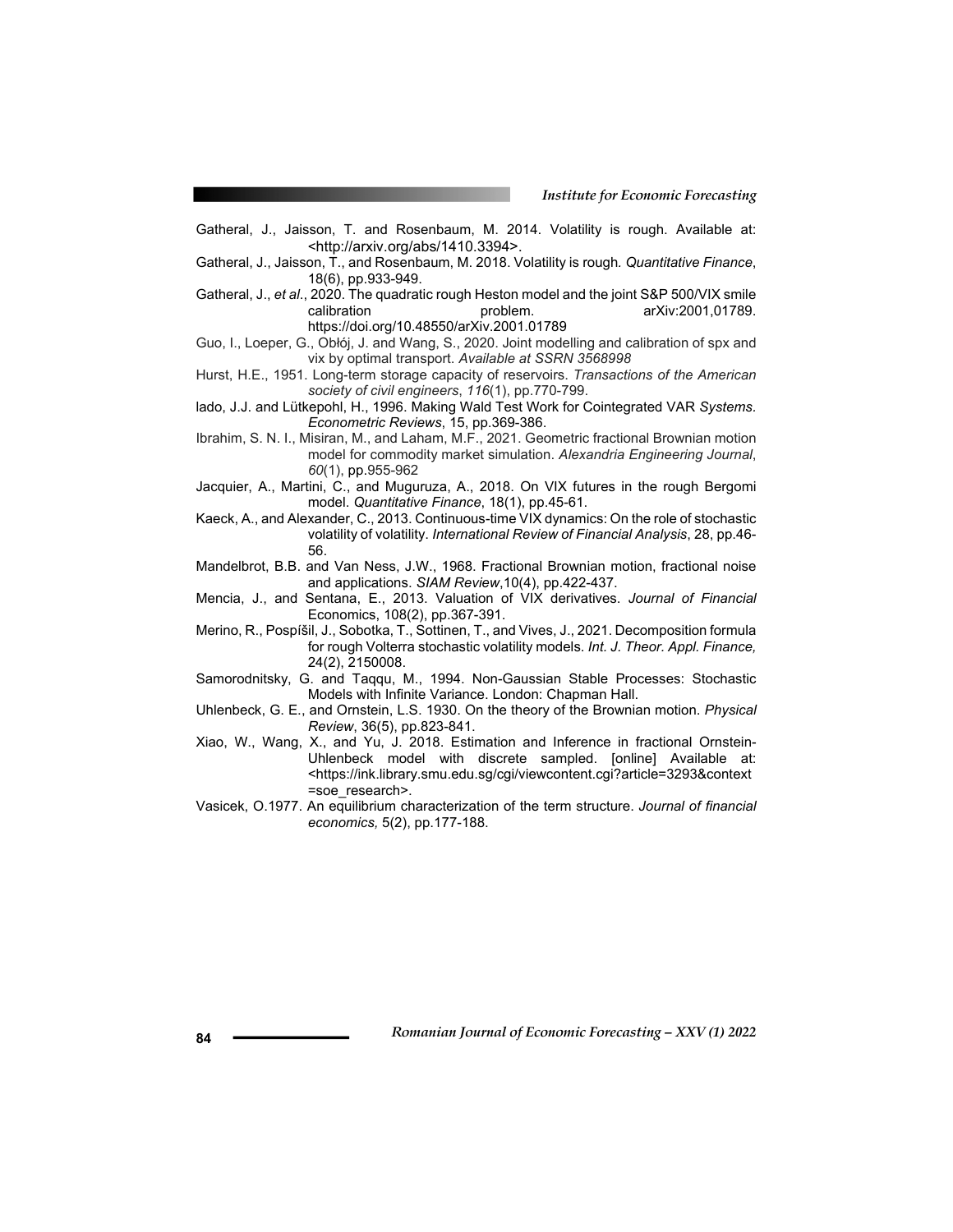Gatheral, J., Jaisson, T. and Rosenbaum, M. 2014. Volatility is rough. Available at: <http://arxiv.org/abs/1410.3394>.

Gatheral, J., Jaisson, T., and Rosenbaum, M. 2018. Volatility is rough. *Quantitative Finance*, 18(6), pp.933-949.

Gatheral, J., *et al*., 2020. The quadratic rough Heston model and the joint S&P 500/VIX smile calibration problem. arXiv:2001,01789. https://doi.org/10.48550/arXiv.2001.01789

Guo, I., Loeper, G., Obłój, J. and Wang, S., 2020. Joint modelling and calibration of spx and vix by optimal transport. *Available at SSRN 3568998*

Hurst, H.E., 1951. Long-term storage capacity of reservoirs. *Transactions of the American society of civil engineers*, *116*(1), pp.770-799.

lado, J.J. and Lütkepohl, H., 1996. Making Wald Test Work for Cointegrated VAR *Systems*. *Econometric Reviews*, 15, pp.369-386.

Ibrahim, S. N. I., Misiran, M., and Laham, M.F., 2021. Geometric fractional Brownian motion model for commodity market simulation. *Alexandria Engineering Journal*, *60*(1), pp.955-962

Jacquier, A., Martini, C., and Muguruza, A., 2018. On VIX futures in the rough Bergomi model. *Quantitative Finance*, 18(1), pp.45-61.

Kaeck, A., and Alexander, C., 2013. Continuous-time VIX dynamics: On the role of stochastic volatility of volatility. *International Review of Financial Analysis*, 28, pp.46-56.

Mandelbrot, B.B. and Van Ness, J.W., 1968. Fractional Brownian motion, fractional noise and applications. *SIAM Review*,10(4), pp.422-437.

Mencia, J., and Sentana, E., 2013. Valuation of VIX derivatives. *Journal of Financial* Economics, 108(2), pp.367-391.

Merino, R., Pospíšil, J., Sobotka, T., Sottinen, T., and Vives, J., 2021. Decomposition formula for rough Volterra stochastic volatility models. *Int. J. Theor. Appl. Finance,* 24(2), 2150008.

Samorodnitsky, G. and Taqqu, M., 1994. Non-Gaussian Stable Processes: Stochastic Models with Infinite Variance. London: Chapman Hall.

Uhlenbeck, G. E., and Ornstein, L.S. 1930. On the theory of the Brownian motion. *Physical Review*, 36(5), pp.823-841.

Xiao, W., Wang, X., and Yu, J. 2018. Estimation and Inference in fractional Ornstein-Uhlenbeck model with discrete sampled. [online] Available at: <https://ink.library.smu.edu.sg/cgi/viewcontent.cgi?article=3293&context=soe_research>.

Vasicek, O.1977. An equilibrium characterization of the term structure. *Journal of financial economics,* 5(2), pp.177-188.